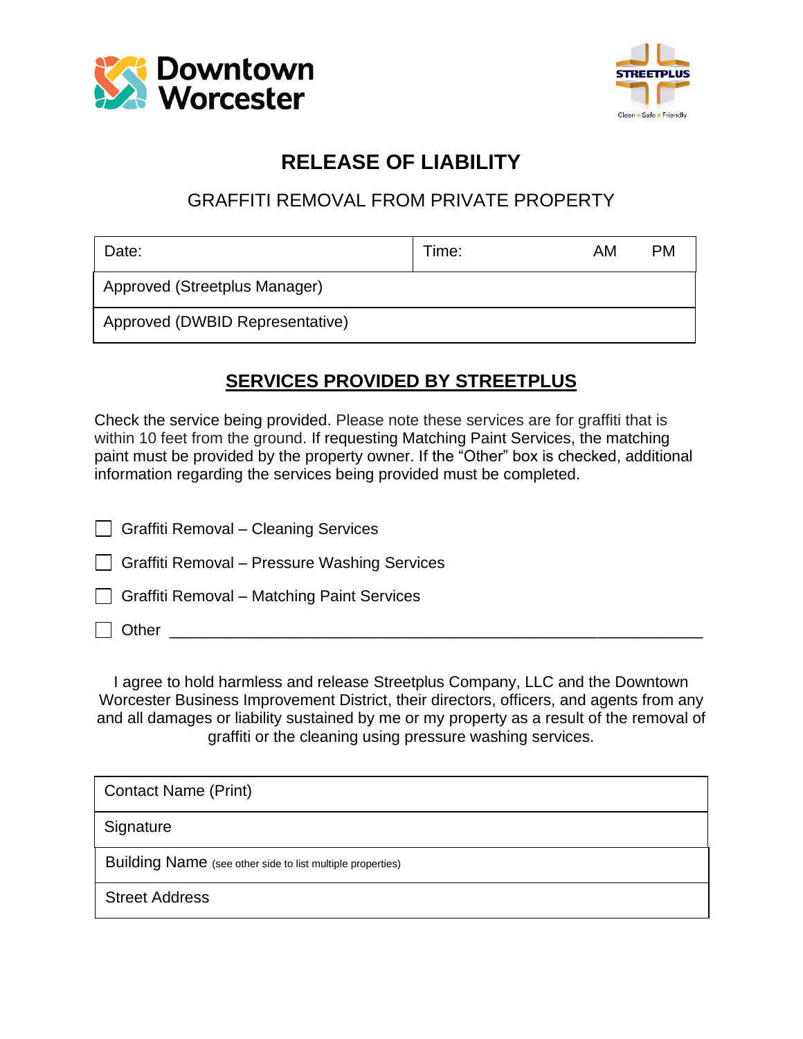Downtown Worcester

STREETPLUS
Clean + Safe + Friendly

# RELEASE OF LIABILITY

## GRAFFITI REMOVAL FROM PRIVATE PROPERTY

| Date: | Time: AM PM |
|---|---|
| Approved (Streetplus Manager) | |
| Approved (DWBID Representative) | |

## SERVICES PROVIDED BY STREETPLUS

Check the service being provided. Please note these services are for graffiti that is within 10 feet from the ground. If requesting Matching Paint Services, the matching paint must be provided by the property owner. If the "Other" box is checked, additional information regarding the services being provided must be completed.

- ☐ Graffiti Removal – Cleaning Services
- ☐ Graffiti Removal – Pressure Washing Services
- ☐ Graffiti Removal – Matching Paint Services
- ☐ Other ___________________________________________________

I agree to hold harmless and release Streetplus Company, LLC and the Downtown Worcester Business Improvement District, their directors, officers, and agents from any and all damages or liability sustained by me or my property as a result of the removal of graffiti or the cleaning using pressure washing services.

| Contact Name (Print) |
|---|
| Signature |
| Building Name (see other side to list multiple properties) |
| Street Address |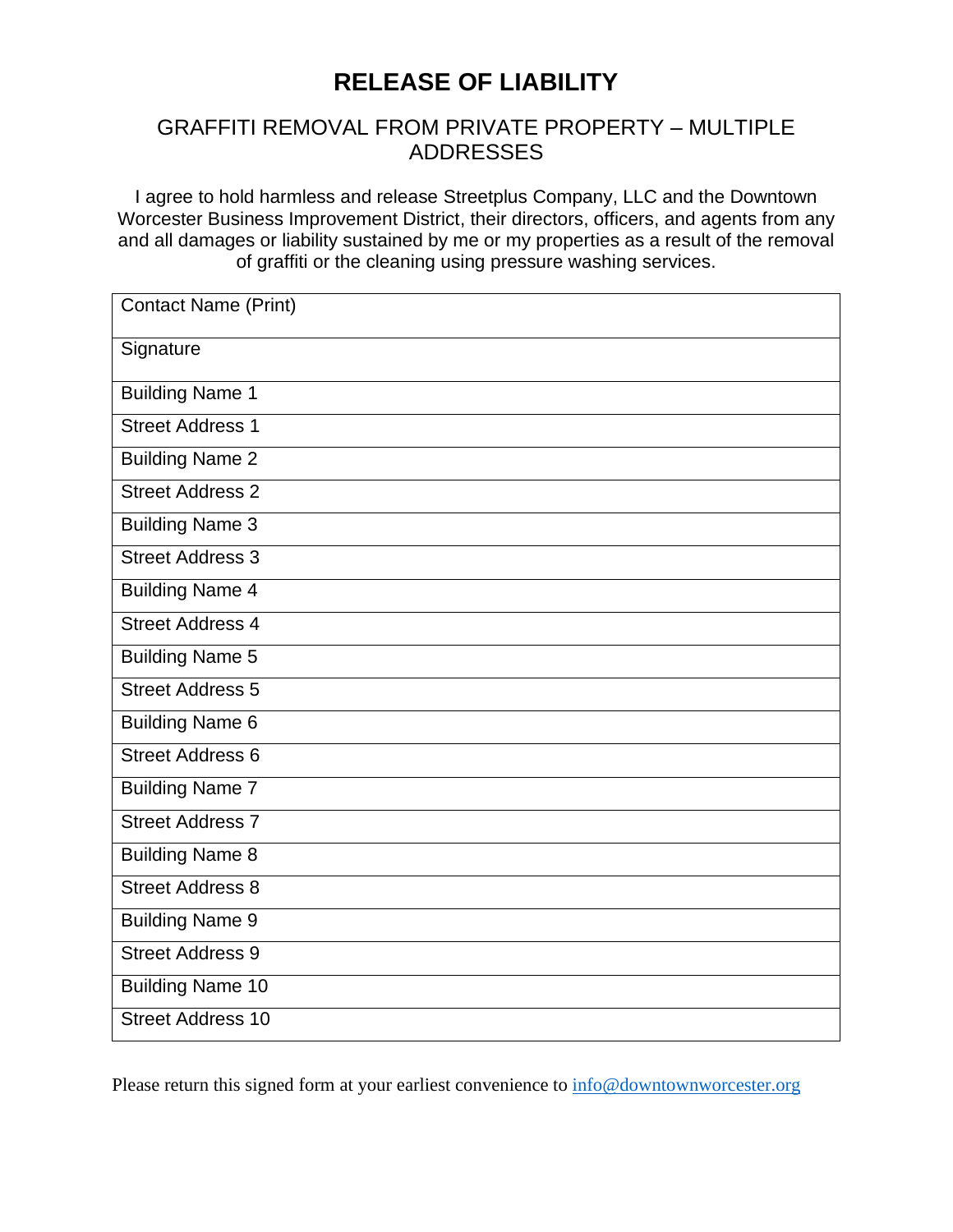# RELEASE OF LIABILITY

## GRAFFITI REMOVAL FROM PRIVATE PROPERTY – MULTIPLE ADDRESSES

I agree to hold harmless and release Streetplus Company, LLC and the Downtown Worcester Business Improvement District, their directors, officers, and agents from any and all damages or liability sustained by me or my properties as a result of the removal of graffiti or the cleaning using pressure washing services.

| |
|---|
| Contact Name (Print) |
| Signature |
| Building Name 1 |
| Street Address 1 |
| Building Name 2 |
| Street Address 2 |
| Building Name 3 |
| Street Address 3 |
| Building Name 4 |
| Street Address 4 |
| Building Name 5 |
| Street Address 5 |
| Building Name 6 |
| Street Address 6 |
| Building Name 7 |
| Street Address 7 |
| Building Name 8 |
| Street Address 8 |
| Building Name 9 |
| Street Address 9 |
| Building Name 10 |
| Street Address 10 |

Please return this signed form at your earliest convenience to info@downtownworcester.org